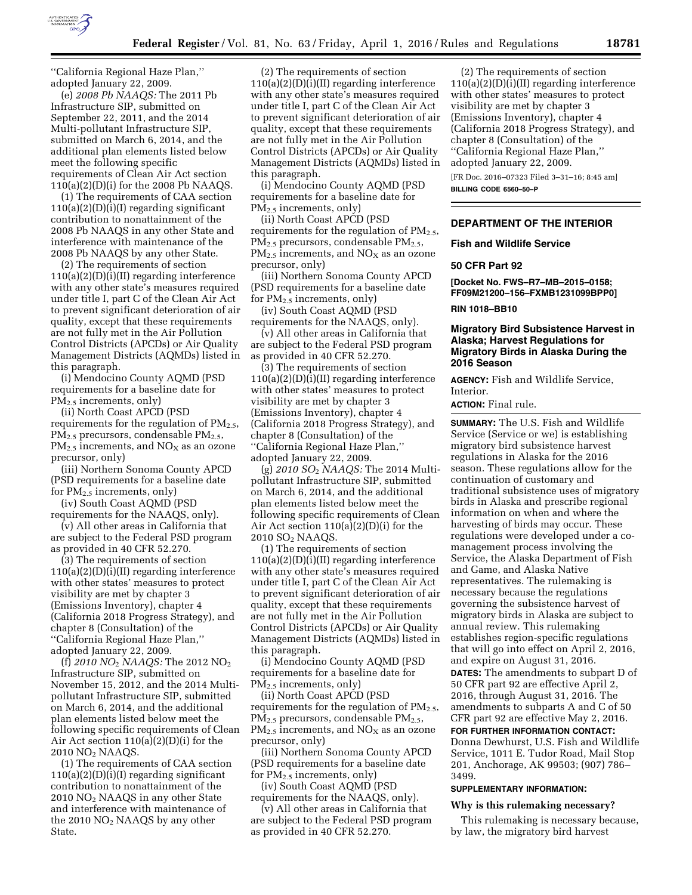''California Regional Haze Plan,'' adopted January 22, 2009.

(e) *2008 Pb NAAQS:* The 2011 Pb Infrastructure SIP, submitted on September 22, 2011, and the 2014 Multi-pollutant Infrastructure SIP, submitted on March 6, 2014, and the additional plan elements listed below meet the following specific requirements of Clean Air Act section 110(a)(2)(D)(i) for the 2008 Pb NAAQS.

(1) The requirements of CAA section 110(a)(2)(D)(i)(I) regarding significant contribution to nonattainment of the 2008 Pb NAAQS in any other State and interference with maintenance of the 2008 Pb NAAQS by any other State.

(2) The requirements of section 110(a)(2)(D)(i)(II) regarding interference with any other state's measures required under title I, part C of the Clean Air Act to prevent significant deterioration of air quality, except that these requirements are not fully met in the Air Pollution Control Districts (APCDs) or Air Quality Management Districts (AQMDs) listed in this paragraph.

(i) Mendocino County AQMD (PSD requirements for a baseline date for $PM_{2.5}$ increments, only)

(ii) North Coast APCD (PSD requirements for the regulation of $PM_{2.5}$, $PM_{2.5}$ precursors, condensable $PM_{2.5}$, $PM_{2.5}$ increments, and $NO_X$ as an ozone precursor, only)

(iii) Northern Sonoma County APCD (PSD requirements for a baseline date for $PM_{2.5}$ increments, only)

(iv) South Coast AQMD (PSD requirements for the NAAQS, only).

(v) All other areas in California that are subject to the Federal PSD program as provided in 40 CFR 52.270.

(3) The requirements of section 110(a)(2)(D)(i)(II) regarding interference with other states' measures to protect visibility are met by chapter 3 (Emissions Inventory), chapter 4 (California 2018 Progress Strategy), and chapter 8 (Consultation) of the ''California Regional Haze Plan,'' adopted January 22, 2009.

(f) *2010 $NO_2$ NAAQS:* The 2012 $NO_2$ Infrastructure SIP, submitted on November 15, 2012, and the 2014 Multi-pollutant Infrastructure SIP, submitted on March 6, 2014, and the additional plan elements listed below meet the following specific requirements of Clean Air Act section 110(a)(2)(D)(i) for the 2010 $NO_2$ NAAQS.

(1) The requirements of CAA section 110(a)(2)(D)(i)(I) regarding significant contribution to nonattainment of the 2010 $NO_2$ NAAQS in any other State and interference with maintenance of the 2010 $NO_2$ NAAQS by any other State.

(2) The requirements of section 110(a)(2)(D)(i)(II) regarding interference with any other state's measures required under title I, part C of the Clean Air Act to prevent significant deterioration of air quality, except that these requirements are not fully met in the Air Pollution Control Districts (APCDs) or Air Quality Management Districts (AQMDs) listed in this paragraph.

(i) Mendocino County AQMD (PSD requirements for a baseline date for $PM_{2.5}$ increments, only)

(ii) North Coast APCD (PSD requirements for the regulation of $PM_{2.5}$, $PM_{2.5}$ precursors, condensable $PM_{2.5}$, $PM_{2.5}$ increments, and $NO_X$ as an ozone precursor, only)

(iii) Northern Sonoma County APCD (PSD requirements for a baseline date for $PM_{2.5}$ increments, only)

(iv) South Coast AQMD (PSD requirements for the NAAQS, only).

(v) All other areas in California that are subject to the Federal PSD program as provided in 40 CFR 52.270.

(3) The requirements of section 110(a)(2)(D)(i)(II) regarding interference with other states' measures to protect visibility are met by chapter 3 (Emissions Inventory), chapter 4 (California 2018 Progress Strategy), and chapter 8 (Consultation) of the ''California Regional Haze Plan,'' adopted January 22, 2009.

(g) *2010 $SO_2$ NAAQS:* The 2014 Multi-pollutant Infrastructure SIP, submitted on March 6, 2014, and the additional plan elements listed below meet the following specific requirements of Clean Air Act section 110(a)(2)(D)(i) for the 2010 $SO_2$ NAAQS.

(1) The requirements of section 110(a)(2)(D)(i)(II) regarding interference with any other state's measures required under title I, part C of the Clean Air Act to prevent significant deterioration of air quality, except that these requirements are not fully met in the Air Pollution Control Districts (APCDs) or Air Quality Management Districts (AQMDs) listed in this paragraph.

(i) Mendocino County AQMD (PSD requirements for a baseline date for $PM_{2.5}$ increments, only)

(ii) North Coast APCD (PSD requirements for the regulation of $PM_{2.5}$, $PM_{2.5}$ precursors, condensable $PM_{2.5}$, $PM_{2.5}$ increments, and $NO_X$ as an ozone precursor, only)

(iii) Northern Sonoma County APCD (PSD requirements for a baseline date for $PM_{2.5}$ increments, only)

(iv) South Coast AQMD (PSD requirements for the NAAQS, only).

(v) All other areas in California that are subject to the Federal PSD program as provided in 40 CFR 52.270.

(2) The requirements of section 110(a)(2)(D)(i)(II) regarding interference with other states' measures to protect visibility are met by chapter 3 (Emissions Inventory), chapter 4 (California 2018 Progress Strategy), and chapter 8 (Consultation) of the ''California Regional Haze Plan,'' adopted January 22, 2009.

[FR Doc. 2016–07323 Filed 3–31–16; 8:45 am]

**BILLING CODE 6560–50–P**

---

## DEPARTMENT OF THE INTERIOR

### Fish and Wildlife Service

### 50 CFR Part 92

**[Docket No. FWS–R7–MB–2015–0158; FF09M21200–156–FXMB1231099BPP0]**

**RIN 1018–BB10**

### Migratory Bird Subsistence Harvest in Alaska; Harvest Regulations for Migratory Birds in Alaska During the 2016 Season

**AGENCY:** Fish and Wildlife Service, Interior.

**ACTION:** Final rule.

**SUMMARY:** The U.S. Fish and Wildlife Service (Service or we) is establishing migratory bird subsistence harvest regulations in Alaska for the 2016 season. These regulations allow for the continuation of customary and traditional subsistence uses of migratory birds in Alaska and prescribe regional information on when and where the harvesting of birds may occur. These regulations were developed under a co-management process involving the Service, the Alaska Department of Fish and Game, and Alaska Native representatives. The rulemaking is necessary because the regulations governing the subsistence harvest of migratory birds in Alaska are subject to annual review. This rulemaking establishes region-specific regulations that will go into effect on April 2, 2016, and expire on August 31, 2016.

**DATES:** The amendments to subpart D of 50 CFR part 92 are effective April 2, 2016, through August 31, 2016. The amendments to subparts A and C of 50 CFR part 92 are effective May 2, 2016.

**FOR FURTHER INFORMATION CONTACT:** Donna Dewhurst, U.S. Fish and Wildlife Service, 1011 E. Tudor Road, Mail Stop 201, Anchorage, AK 99503; (907) 786–3499.

**SUPPLEMENTARY INFORMATION:**

**Why is this rulemaking necessary?**

This rulemaking is necessary because, by law, the migratory bird harvest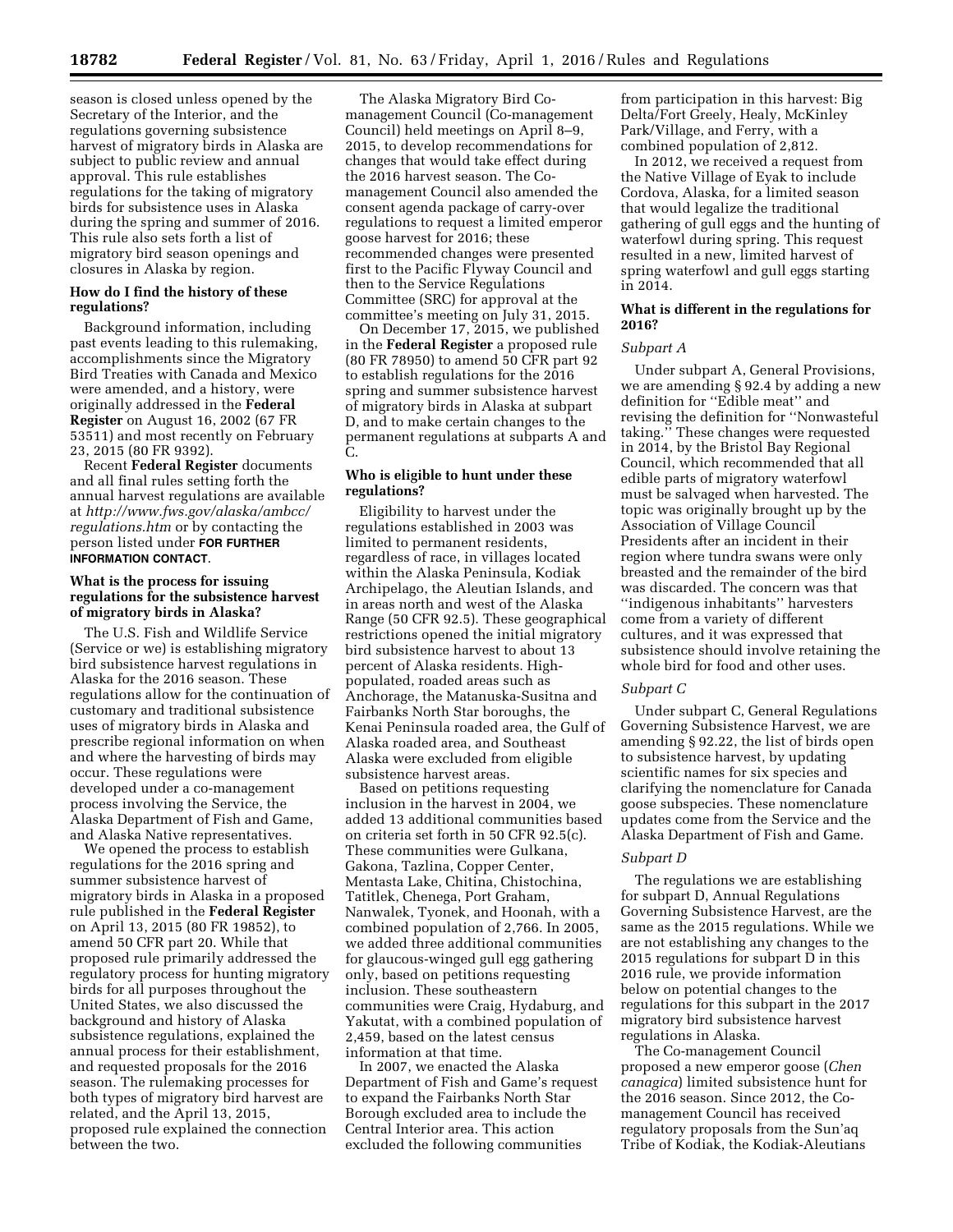season is closed unless opened by the Secretary of the Interior, and the regulations governing subsistence harvest of migratory birds in Alaska are subject to public review and annual approval. This rule establishes regulations for the taking of migratory birds for subsistence uses in Alaska during the spring and summer of 2016. This rule also sets forth a list of migratory bird season openings and closures in Alaska by region.

### How do I find the history of these regulations?

Background information, including past events leading to this rulemaking, accomplishments since the Migratory Bird Treaties with Canada and Mexico were amended, and a history, were originally addressed in the **Federal Register** on August 16, 2002 (67 FR 53511) and most recently on February 23, 2015 (80 FR 9392).

Recent **Federal Register** documents and all final rules setting forth the annual harvest regulations are available at *http://www.fws.gov/alaska/ambcc/regulations.htm* or by contacting the person listed under **FOR FURTHER INFORMATION CONTACT**.

### What is the process for issuing regulations for the subsistence harvest of migratory birds in Alaska?

The U.S. Fish and Wildlife Service (Service or we) is establishing migratory bird subsistence harvest regulations in Alaska for the 2016 season. These regulations allow for the continuation of customary and traditional subsistence uses of migratory birds in Alaska and prescribe regional information on when and where the harvesting of birds may occur. These regulations were developed under a co-management process involving the Service, the Alaska Department of Fish and Game, and Alaska Native representatives.

We opened the process to establish regulations for the 2016 spring and summer subsistence harvest of migratory birds in Alaska in a proposed rule published in the **Federal Register** on April 13, 2015 (80 FR 19852), to amend 50 CFR part 20. While that proposed rule primarily addressed the regulatory process for hunting migratory birds for all purposes throughout the United States, we also discussed the background and history of Alaska subsistence regulations, explained the annual process for their establishment, and requested proposals for the 2016 season. The rulemaking processes for both types of migratory bird harvest are related, and the April 13, 2015, proposed rule explained the connection between the two.

The Alaska Migratory Bird Co-management Council (Co-management Council) held meetings on April 8–9, 2015, to develop recommendations for changes that would take effect during the 2016 harvest season. The Co-management Council also amended the consent agenda package of carry-over regulations to request a limited emperor goose harvest for 2016; these recommended changes were presented first to the Pacific Flyway Council and then to the Service Regulations Committee (SRC) for approval at the committee's meeting on July 31, 2015.

On December 17, 2015, we published in the **Federal Register** a proposed rule (80 FR 78950) to amend 50 CFR part 92 to establish regulations for the 2016 spring and summer subsistence harvest of migratory birds in Alaska at subpart D, and to make certain changes to the permanent regulations at subparts A and C.

### Who is eligible to hunt under these regulations?

Eligibility to harvest under the regulations established in 2003 was limited to permanent residents, regardless of race, in villages located within the Alaska Peninsula, Kodiak Archipelago, the Aleutian Islands, and in areas north and west of the Alaska Range (50 CFR 92.5). These geographical restrictions opened the initial migratory bird subsistence harvest to about 13 percent of Alaska residents. High-populated, roaded areas such as Anchorage, the Matanuska-Susitna and Fairbanks North Star boroughs, the Kenai Peninsula roaded area, the Gulf of Alaska roaded area, and Southeast Alaska were excluded from eligible subsistence harvest areas.

Based on petitions requesting inclusion in the harvest in 2004, we added 13 additional communities based on criteria set forth in 50 CFR 92.5(c). These communities were Gulkana, Gakona, Tazlina, Copper Center, Mentasta Lake, Chitina, Chistochina, Tatitlek, Chenega, Port Graham, Nanwalek, Tyonek, and Hoonah, with a combined population of 2,766. In 2005, we added three additional communities for glaucous-winged gull egg gathering only, based on petitions requesting inclusion. These southeastern communities were Craig, Hydaburg, and Yakutat, with a combined population of 2,459, based on the latest census information at that time.

In 2007, we enacted the Alaska Department of Fish and Game's request to expand the Fairbanks North Star Borough excluded area to include the Central Interior area. This action excluded the following communities from participation in this harvest: Big Delta/Fort Greely, Healy, McKinley Park/Village, and Ferry, with a combined population of 2,812.

In 2012, we received a request from the Native Village of Eyak to include Cordova, Alaska, for a limited season that would legalize the traditional gathering of gull eggs and the hunting of waterfowl during spring. This request resulted in a new, limited harvest of spring waterfowl and gull eggs starting in 2014.

### What is different in the regulations for 2016?

#### *Subpart A*

Under subpart A, General Provisions, we are amending § 92.4 by adding a new definition for "Edible meat" and revising the definition for "Nonwasteful taking." These changes were requested in 2014, by the Bristol Bay Regional Council, which recommended that all edible parts of migratory waterfowl must be salvaged when harvested. The topic was originally brought up by the Association of Village Council Presidents after an incident in their region where tundra swans were only breasted and the remainder of the bird was discarded. The concern was that "indigenous inhabitants" harvesters come from a variety of different cultures, and it was expressed that subsistence should involve retaining the whole bird for food and other uses.

#### *Subpart C*

Under subpart C, General Regulations Governing Subsistence Harvest, we are amending § 92.22, the list of birds open to subsistence harvest, by updating scientific names for six species and clarifying the nomenclature for Canada goose subspecies. These nomenclature updates come from the Service and the Alaska Department of Fish and Game.

#### *Subpart D*

The regulations we are establishing for subpart D, Annual Regulations Governing Subsistence Harvest, are the same as the 2015 regulations. While we are not establishing any changes to the 2015 regulations for subpart D in this 2016 rule, we provide information below on potential changes to the regulations for this subpart in the 2017 migratory bird subsistence harvest regulations in Alaska.

The Co-management Council proposed a new emperor goose (*Chen canagica*) limited subsistence hunt for the 2016 season. Since 2012, the Co-management Council has received regulatory proposals from the Sun'aq Tribe of Kodiak, the Kodiak-Aleutians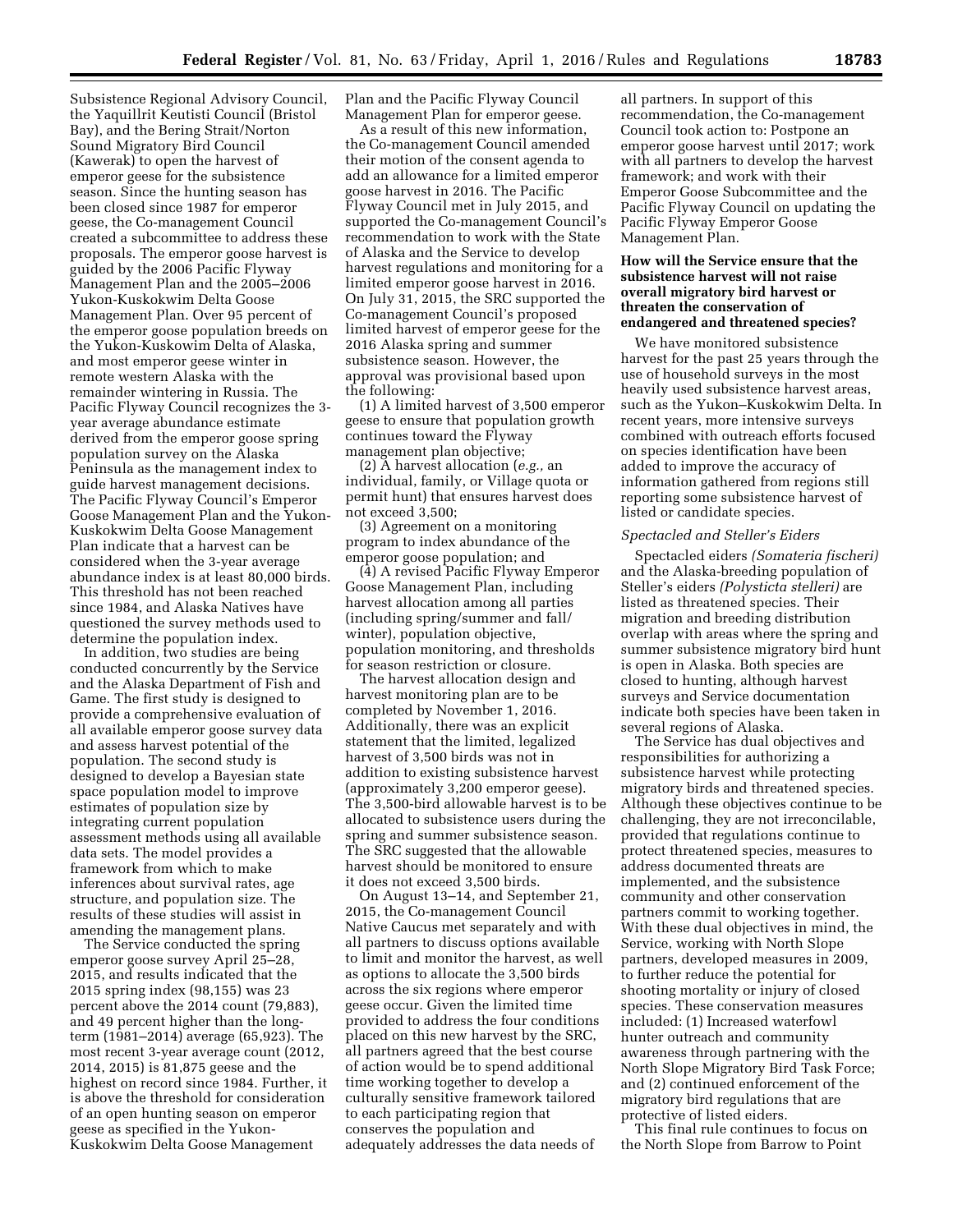Subsistence Regional Advisory Council, the Yaquillrit Keutisti Council (Bristol Bay), and the Bering Strait/Norton Sound Migratory Bird Council (Kawerak) to open the harvest of emperor geese for the subsistence season. Since the hunting season has been closed since 1987 for emperor geese, the Co-management Council created a subcommittee to address these proposals. The emperor goose harvest is guided by the 2006 Pacific Flyway Management Plan and the 2005–2006 Yukon-Kuskokwim Delta Goose Management Plan. Over 95 percent of the emperor goose population breeds on the Yukon-Kuskowim Delta of Alaska, and most emperor geese winter in remote western Alaska with the remainder wintering in Russia. The Pacific Flyway Council recognizes the 3-year average abundance estimate derived from the emperor goose spring population survey on the Alaska Peninsula as the management index to guide harvest management decisions. The Pacific Flyway Council's Emperor Goose Management Plan and the Yukon-Kuskokwim Delta Goose Management Plan indicate that a harvest can be considered when the 3-year average abundance index is at least 80,000 birds. This threshold has not been reached since 1984, and Alaska Natives have questioned the survey methods used to determine the population index.

In addition, two studies are being conducted concurrently by the Service and the Alaska Department of Fish and Game. The first study is designed to provide a comprehensive evaluation of all available emperor goose survey data and assess harvest potential of the population. The second study is designed to develop a Bayesian state space population model to improve estimates of population size by integrating current population assessment methods using all available data sets. The model provides a framework from which to make inferences about survival rates, age structure, and population size. The results of these studies will assist in amending the management plans.

The Service conducted the spring emperor goose survey April 25–28, 2015, and results indicated that the 2015 spring index (98,155) was 23 percent above the 2014 count (79,883), and 49 percent higher than the long-term (1981–2014) average (65,923). The most recent 3-year average count (2012, 2014, 2015) is 81,875 geese and the highest on record since 1984. Further, it is above the threshold for consideration of an open hunting season on emperor geese as specified in the Yukon-Kuskokwim Delta Goose Management Plan and the Pacific Flyway Council Management Plan for emperor geese.

As a result of this new information, the Co-management Council amended their motion of the consent agenda to add an allowance for a limited emperor goose harvest in 2016. The Pacific Flyway Council met in July 2015, and supported the Co-management Council's recommendation to work with the State of Alaska and the Service to develop harvest regulations and monitoring for a limited emperor goose harvest in 2016. On July 31, 2015, the SRC supported the Co-management Council's proposed limited harvest of emperor geese for the 2016 Alaska spring and summer subsistence season. However, the approval was provisional based upon the following:

(1) A limited harvest of 3,500 emperor geese to ensure that population growth continues toward the Flyway management plan objective;

(2) A harvest allocation (*e.g.,* an individual, family, or Village quota or permit hunt) that ensures harvest does not exceed 3,500;

(3) Agreement on a monitoring program to index abundance of the emperor goose population; and

(4) A revised Pacific Flyway Emperor Goose Management Plan, including harvest allocation among all parties (including spring/summer and fall/winter), population objective, population monitoring, and thresholds for season restriction or closure.

The harvest allocation design and harvest monitoring plan are to be completed by November 1, 2016. Additionally, there was an explicit statement that the limited, legalized harvest of 3,500 birds was not in addition to existing subsistence harvest (approximately 3,200 emperor geese). The 3,500-bird allowable harvest is to be allocated to subsistence users during the spring and summer subsistence season. The SRC suggested that the allowable harvest should be monitored to ensure it does not exceed 3,500 birds.

On August 13–14, and September 21, 2015, the Co-management Council Native Caucus met separately and with all partners to discuss options available to limit and monitor the harvest, as well as options to allocate the 3,500 birds across the six regions where emperor geese occur. Given the limited time provided to address the four conditions placed on this new harvest by the SRC, all partners agreed that the best course of action would be to spend additional time working together to develop a culturally sensitive framework tailored to each participating region that conserves the population and adequately addresses the data needs of all partners. In support of this recommendation, the Co-management Council took action to: Postpone an emperor goose harvest until 2017; work with all partners to develop the harvest framework; and work with their Emperor Goose Subcommittee and the Pacific Flyway Council on updating the Pacific Flyway Emperor Goose Management Plan.

**How will the Service ensure that the subsistence harvest will not raise overall migratory bird harvest or threaten the conservation of endangered and threatened species?**

We have monitored subsistence harvest for the past 25 years through the use of household surveys in the most heavily used subsistence harvest areas, such as the Yukon–Kuskokwim Delta. In recent years, more intensive surveys combined with outreach efforts focused on species identification have been added to improve the accuracy of information gathered from regions still reporting some subsistence harvest of listed or candidate species.

*Spectacled and Steller's Eiders*

Spectacled eiders *(Somateria fischeri)* and the Alaska-breeding population of Steller's eiders *(Polysticta stelleri)* are listed as threatened species. Their migration and breeding distribution overlap with areas where the spring and summer subsistence migratory bird hunt is open in Alaska. Both species are closed to hunting, although harvest surveys and Service documentation indicate both species have been taken in several regions of Alaska.

The Service has dual objectives and responsibilities for authorizing a subsistence harvest while protecting migratory birds and threatened species. Although these objectives continue to be challenging, they are not irreconcilable, provided that regulations continue to protect threatened species, measures to address documented threats are implemented, and the subsistence community and other conservation partners commit to working together. With these dual objectives in mind, the Service, working with North Slope partners, developed measures in 2009, to further reduce the potential for shooting mortality or injury of closed species. These conservation measures included: (1) Increased waterfowl hunter outreach and community awareness through partnering with the North Slope Migratory Bird Task Force; and (2) continued enforcement of the migratory bird regulations that are protective of listed eiders.

This final rule continues to focus on the North Slope from Barrow to Point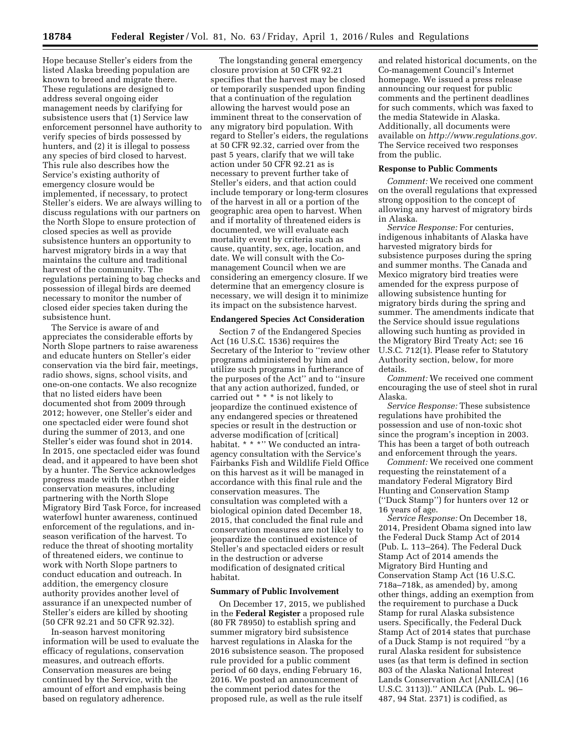Hope because Steller's eiders from the listed Alaska breeding population are known to breed and migrate there. These regulations are designed to address several ongoing eider management needs by clarifying for subsistence users that (1) Service law enforcement personnel have authority to verify species of birds possessed by hunters, and (2) it is illegal to possess any species of bird closed to harvest. This rule also describes how the Service's existing authority of emergency closure would be implemented, if necessary, to protect Steller's eiders. We are always willing to discuss regulations with our partners on the North Slope to ensure protection of closed species as well as provide subsistence hunters an opportunity to harvest migratory birds in a way that maintains the culture and traditional harvest of the community. The regulations pertaining to bag checks and possession of illegal birds are deemed necessary to monitor the number of closed eider species taken during the subsistence hunt.

The Service is aware of and appreciates the considerable efforts by North Slope partners to raise awareness and educate hunters on Steller's eider conservation via the bird fair, meetings, radio shows, signs, school visits, and one-on-one contacts. We also recognize that no listed eiders have been documented shot from 2009 through 2012; however, one Steller's eider and one spectacled eider were found shot during the summer of 2013, and one Steller's eider was found shot in 2014. In 2015, one spectacled eider was found dead, and it appeared to have been shot by a hunter. The Service acknowledges progress made with the other eider conservation measures, including partnering with the North Slope Migratory Bird Task Force, for increased waterfowl hunter awareness, continued enforcement of the regulations, and in-season verification of the harvest. To reduce the threat of shooting mortality of threatened eiders, we continue to work with North Slope partners to conduct education and outreach. In addition, the emergency closure authority provides another level of assurance if an unexpected number of Steller's eiders are killed by shooting (50 CFR 92.21 and 50 CFR 92.32).

In-season harvest monitoring information will be used to evaluate the efficacy of regulations, conservation measures, and outreach efforts. Conservation measures are being continued by the Service, with the amount of effort and emphasis being based on regulatory adherence.

The longstanding general emergency closure provision at 50 CFR 92.21 specifies that the harvest may be closed or temporarily suspended upon finding that a continuation of the regulation allowing the harvest would pose an imminent threat to the conservation of any migratory bird population. With regard to Steller's eiders, the regulations at 50 CFR 92.32, carried over from the past 5 years, clarify that we will take action under 50 CFR 92.21 as is necessary to prevent further take of Steller's eiders, and that action could include temporary or long-term closures of the harvest in all or a portion of the geographic area open to harvest. When and if mortality of threatened eiders is documented, we will evaluate each mortality event by criteria such as cause, quantity, sex, age, location, and date. We will consult with the Co-management Council when we are considering an emergency closure. If we determine that an emergency closure is necessary, we will design it to minimize its impact on the subsistence harvest.

**Endangered Species Act Consideration**

Section 7 of the Endangered Species Act (16 U.S.C. 1536) requires the Secretary of the Interior to "review other programs administered by him and utilize such programs in furtherance of the purposes of the Act" and to "insure that any action authorized, funded, or carried out * * * is not likely to jeopardize the continued existence of any endangered species or threatened species or result in the destruction or adverse modification of [critical] habitat. * * *" We conducted an intra-agency consultation with the Service's Fairbanks Fish and Wildlife Field Office on this harvest as it will be managed in accordance with this final rule and the conservation measures. The consultation was completed with a biological opinion dated December 18, 2015, that concluded the final rule and conservation measures are not likely to jeopardize the continued existence of Steller's and spectacled eiders or result in the destruction or adverse modification of designated critical habitat.

**Summary of Public Involvement**

On December 17, 2015, we published in the **Federal Register** a proposed rule (80 FR 78950) to establish spring and summer migratory bird subsistence harvest regulations in Alaska for the 2016 subsistence season. The proposed rule provided for a public comment period of 60 days, ending February 16, 2016. We posted an announcement of the comment period dates for the proposed rule, as well as the rule itself and related historical documents, on the Co-management Council's Internet homepage. We issued a press release announcing our request for public comments and the pertinent deadlines for such comments, which was faxed to the media Statewide in Alaska. Additionally, all documents were available on *http://www.regulations.gov.* The Service received two responses from the public.

**Response to Public Comments**

*Comment:* We received one comment on the overall regulations that expressed strong opposition to the concept of allowing any harvest of migratory birds in Alaska.

*Service Response:* For centuries, indigenous inhabitants of Alaska have harvested migratory birds for subsistence purposes during the spring and summer months. The Canada and Mexico migratory bird treaties were amended for the express purpose of allowing subsistence hunting for migratory birds during the spring and summer. The amendments indicate that the Service should issue regulations allowing such hunting as provided in the Migratory Bird Treaty Act; see 16 U.S.C. 712(1). Please refer to Statutory Authority section, below, for more details.

*Comment:* We received one comment encouraging the use of steel shot in rural Alaska.

*Service Response:* These subsistence regulations have prohibited the possession and use of non-toxic shot since the program's inception in 2003. This has been a target of both outreach and enforcement through the years.

*Comment:* We received one comment requesting the reinstatement of a mandatory Federal Migratory Bird Hunting and Conservation Stamp ("Duck Stamp") for hunters over 12 or 16 years of age.

*Service Response:* On December 18, 2014, President Obama signed into law the Federal Duck Stamp Act of 2014 (Pub. L. 113–264). The Federal Duck Stamp Act of 2014 amends the Migratory Bird Hunting and Conservation Stamp Act (16 U.S.C. 718a–718k, as amended) by, among other things, adding an exemption from the requirement to purchase a Duck Stamp for rural Alaska subsistence users. Specifically, the Federal Duck Stamp Act of 2014 states that purchase of a Duck Stamp is not required "by a rural Alaska resident for subsistence uses (as that term is defined in section 803 of the Alaska National Interest Lands Conservation Act [ANILCA] (16 U.S.C. 3113))." ANILCA (Pub. L. 96–487, 94 Stat. 2371) is codified, as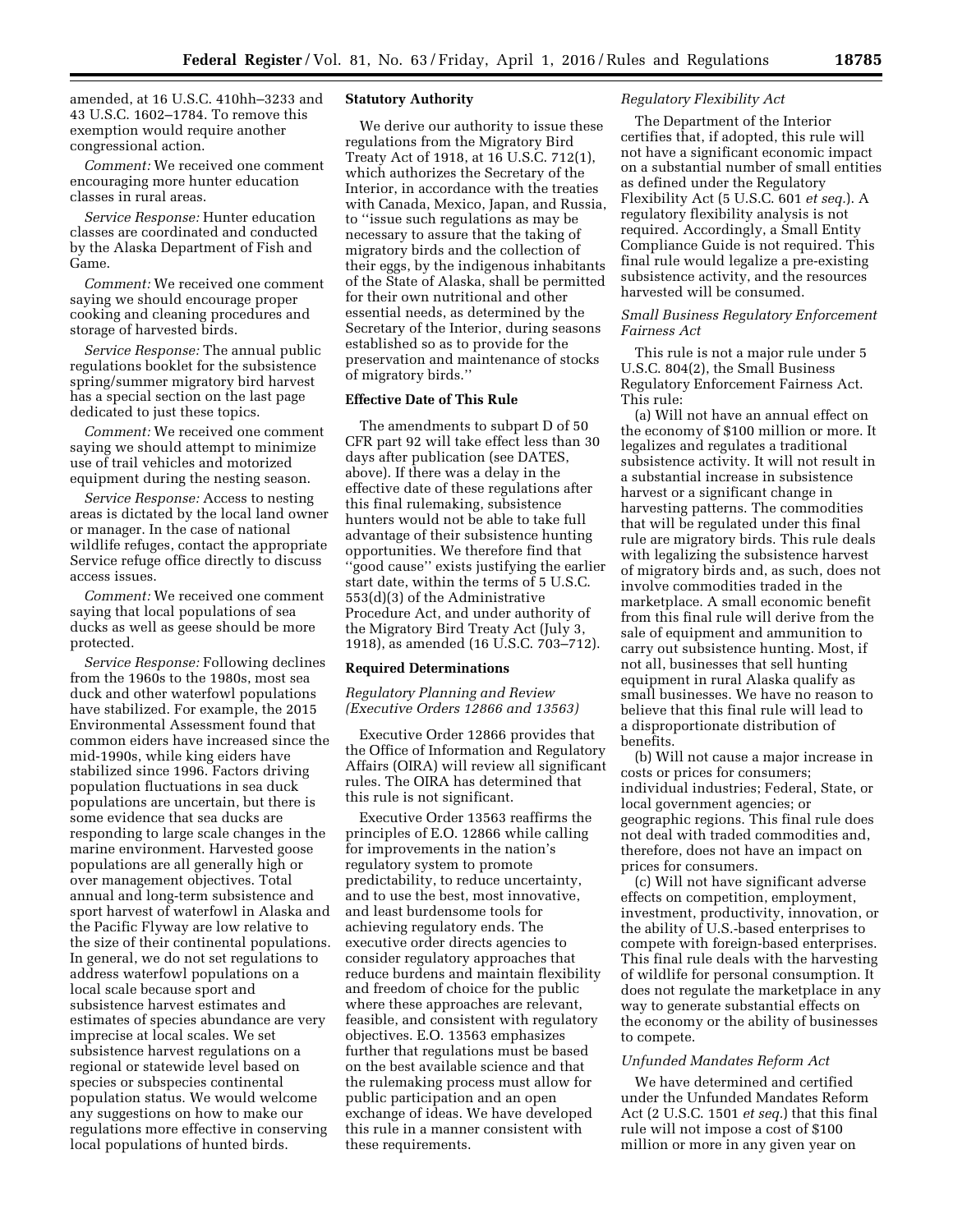amended, at 16 U.S.C. 410hh–3233 and 43 U.S.C. 1602–1784. To remove this exemption would require another congressional action.

*Comment:* We received one comment encouraging more hunter education classes in rural areas.

*Service Response:* Hunter education classes are coordinated and conducted by the Alaska Department of Fish and Game.

*Comment:* We received one comment saying we should encourage proper cooking and cleaning procedures and storage of harvested birds.

*Service Response:* The annual public regulations booklet for the subsistence spring/summer migratory bird harvest has a special section on the last page dedicated to just these topics.

*Comment:* We received one comment saying we should attempt to minimize use of trail vehicles and motorized equipment during the nesting season.

*Service Response:* Access to nesting areas is dictated by the local land owner or manager. In the case of national wildlife refuges, contact the appropriate Service refuge office directly to discuss access issues.

*Comment:* We received one comment saying that local populations of sea ducks as well as geese should be more protected.

*Service Response:* Following declines from the 1960s to the 1980s, most sea duck and other waterfowl populations have stabilized. For example, the 2015 Environmental Assessment found that common eiders have increased since the mid-1990s, while king eiders have stabilized since 1996. Factors driving population fluctuations in sea duck populations are uncertain, but there is some evidence that sea ducks are responding to large scale changes in the marine environment. Harvested goose populations are all generally high or over management objectives. Total annual and long-term subsistence and sport harvest of waterfowl in Alaska and the Pacific Flyway are low relative to the size of their continental populations. In general, we do not set regulations to address waterfowl populations on a local scale because sport and subsistence harvest estimates and estimates of species abundance are very imprecise at local scales. We set subsistence harvest regulations on a regional or statewide level based on species or subspecies continental population status. We would welcome any suggestions on how to make our regulations more effective in conserving local populations of hunted birds.

## Statutory Authority

We derive our authority to issue these regulations from the Migratory Bird Treaty Act of 1918, at 16 U.S.C. 712(1), which authorizes the Secretary of the Interior, in accordance with the treaties with Canada, Mexico, Japan, and Russia, to ''issue such regulations as may be necessary to assure that the taking of migratory birds and the collection of their eggs, by the indigenous inhabitants of the State of Alaska, shall be permitted for their own nutritional and other essential needs, as determined by the Secretary of the Interior, during seasons established so as to provide for the preservation and maintenance of stocks of migratory birds.''

## Effective Date of This Rule

The amendments to subpart D of 50 CFR part 92 will take effect less than 30 days after publication (see DATES, above). If there was a delay in the effective date of these regulations after this final rulemaking, subsistence hunters would not be able to take full advantage of their subsistence hunting opportunities. We therefore find that ''good cause'' exists justifying the earlier start date, within the terms of 5 U.S.C. 553(d)(3) of the Administrative Procedure Act, and under authority of the Migratory Bird Treaty Act (July 3, 1918), as amended (16 U.S.C. 703–712).

## Required Determinations

### *Regulatory Planning and Review (Executive Orders 12866 and 13563)*

Executive Order 12866 provides that the Office of Information and Regulatory Affairs (OIRA) will review all significant rules. The OIRA has determined that this rule is not significant.

Executive Order 13563 reaffirms the principles of E.O. 12866 while calling for improvements in the nation's regulatory system to promote predictability, to reduce uncertainty, and to use the best, most innovative, and least burdensome tools for achieving regulatory ends. The executive order directs agencies to consider regulatory approaches that reduce burdens and maintain flexibility and freedom of choice for the public where these approaches are relevant, feasible, and consistent with regulatory objectives. E.O. 13563 emphasizes further that regulations must be based on the best available science and that the rulemaking process must allow for public participation and an open exchange of ideas. We have developed this rule in a manner consistent with these requirements.

### *Regulatory Flexibility Act*

The Department of the Interior certifies that, if adopted, this rule will not have a significant economic impact on a substantial number of small entities as defined under the Regulatory Flexibility Act (5 U.S.C. 601 *et seq.*). A regulatory flexibility analysis is not required. Accordingly, a Small Entity Compliance Guide is not required. This final rule would legalize a pre-existing subsistence activity, and the resources harvested will be consumed.

### *Small Business Regulatory Enforcement Fairness Act*

This rule is not a major rule under 5 U.S.C. 804(2), the Small Business Regulatory Enforcement Fairness Act. This rule:

(a) Will not have an annual effect on the economy of $100 million or more. It legalizes and regulates a traditional subsistence activity. It will not result in a substantial increase in subsistence harvest or a significant change in harvesting patterns. The commodities that will be regulated under this final rule are migratory birds. This rule deals with legalizing the subsistence harvest of migratory birds and, as such, does not involve commodities traded in the marketplace. A small economic benefit from this final rule will derive from the sale of equipment and ammunition to carry out subsistence hunting. Most, if not all, businesses that sell hunting equipment in rural Alaska qualify as small businesses. We have no reason to believe that this final rule will lead to a disproportionate distribution of benefits.

(b) Will not cause a major increase in costs or prices for consumers; individual industries; Federal, State, or local government agencies; or geographic regions. This final rule does not deal with traded commodities and, therefore, does not have an impact on prices for consumers.

(c) Will not have significant adverse effects on competition, employment, investment, productivity, innovation, or the ability of U.S.-based enterprises to compete with foreign-based enterprises. This final rule deals with the harvesting of wildlife for personal consumption. It does not regulate the marketplace in any way to generate substantial effects on the economy or the ability of businesses to compete.

### *Unfunded Mandates Reform Act*

We have determined and certified under the Unfunded Mandates Reform Act (2 U.S.C. 1501 *et seq.*) that this final rule will not impose a cost of $100 million or more in any given year on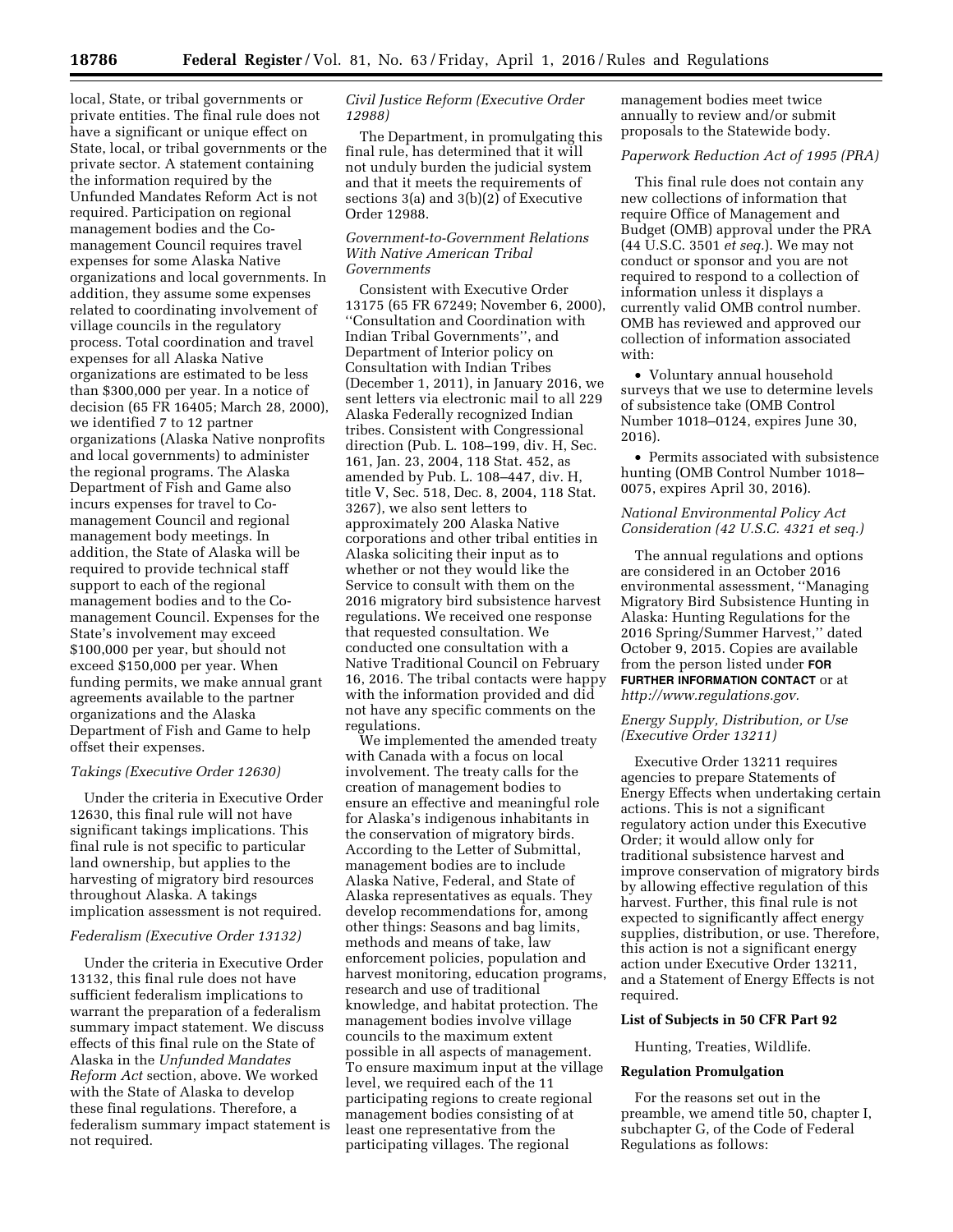local, State, or tribal governments or private entities. The final rule does not have a significant or unique effect on State, local, or tribal governments or the private sector. A statement containing the information required by the Unfunded Mandates Reform Act is not required. Participation on regional management bodies and the Co-management Council requires travel expenses for some Alaska Native organizations and local governments. In addition, they assume some expenses related to coordinating involvement of village councils in the regulatory process. Total coordination and travel expenses for all Alaska Native organizations are estimated to be less than $300,000 per year. In a notice of decision (65 FR 16405; March 28, 2000), we identified 7 to 12 partner organizations (Alaska Native nonprofits and local governments) to administer the regional programs. The Alaska Department of Fish and Game also incurs expenses for travel to Co-management Council and regional management body meetings. In addition, the State of Alaska will be required to provide technical staff support to each of the regional management bodies and to the Co-management Council. Expenses for the State's involvement may exceed $100,000 per year, but should not exceed $150,000 per year. When funding permits, we make annual grant agreements available to the partner organizations and the Alaska Department of Fish and Game to help offset their expenses.

*Takings (Executive Order 12630)*

Under the criteria in Executive Order 12630, this final rule will not have significant takings implications. This final rule is not specific to particular land ownership, but applies to the harvesting of migratory bird resources throughout Alaska. A takings implication assessment is not required.

*Federalism (Executive Order 13132)*

Under the criteria in Executive Order 13132, this final rule does not have sufficient federalism implications to warrant the preparation of a federalism summary impact statement. We discuss effects of this final rule on the State of Alaska in the *Unfunded Mandates Reform Act* section, above. We worked with the State of Alaska to develop these final regulations. Therefore, a federalism summary impact statement is not required.

*Civil Justice Reform (Executive Order 12988)*

The Department, in promulgating this final rule, has determined that it will not unduly burden the judicial system and that it meets the requirements of sections 3(a) and 3(b)(2) of Executive Order 12988.

*Government-to-Government Relations With Native American Tribal Governments*

Consistent with Executive Order 13175 (65 FR 67249; November 6, 2000), "Consultation and Coordination with Indian Tribal Governments", and Department of Interior policy on Consultation with Indian Tribes (December 1, 2011), in January 2016, we sent letters via electronic mail to all 229 Alaska Federally recognized Indian tribes. Consistent with Congressional direction (Pub. L. 108–199, div. H, Sec. 161, Jan. 23, 2004, 118 Stat. 452, as amended by Pub. L. 108–447, div. H, title V, Sec. 518, Dec. 8, 2004, 118 Stat. 3267), we also sent letters to approximately 200 Alaska Native corporations and other tribal entities in Alaska soliciting their input as to whether or not they would like the Service to consult with them on the 2016 migratory bird subsistence harvest regulations. We received one response that requested consultation. We conducted one consultation with a Native Traditional Council on February 16, 2016. The tribal contacts were happy with the information provided and did not have any specific comments on the regulations.

We implemented the amended treaty with Canada with a focus on local involvement. The treaty calls for the creation of management bodies to ensure an effective and meaningful role for Alaska's indigenous inhabitants in the conservation of migratory birds. According to the Letter of Submittal, management bodies are to include Alaska Native, Federal, and State of Alaska representatives as equals. They develop recommendations for, among other things: Seasons and bag limits, methods and means of take, law enforcement policies, population and harvest monitoring, education programs, research and use of traditional knowledge, and habitat protection. The management bodies involve village councils to the maximum extent possible in all aspects of management. To ensure maximum input at the village level, we required each of the 11 participating regions to create regional management bodies consisting of at least one representative from the participating villages. The regional management bodies meet twice annually to review and/or submit proposals to the Statewide body.

*Paperwork Reduction Act of 1995 (PRA)*

This final rule does not contain any new collections of information that require Office of Management and Budget (OMB) approval under the PRA (44 U.S.C. 3501 *et seq.*). We may not conduct or sponsor and you are not required to respond to a collection of information unless it displays a currently valid OMB control number. OMB has reviewed and approved our collection of information associated with:

- Voluntary annual household surveys that we use to determine levels of subsistence take (OMB Control Number 1018–0124, expires June 30, 2016).
- Permits associated with subsistence hunting (OMB Control Number 1018–0075, expires April 30, 2016).

*National Environmental Policy Act Consideration (42 U.S.C. 4321 et seq.)*

The annual regulations and options are considered in an October 2016 environmental assessment, "Managing Migratory Bird Subsistence Hunting in Alaska: Hunting Regulations for the 2016 Spring/Summer Harvest," dated October 9, 2015. Copies are available from the person listed under **FOR FURTHER INFORMATION CONTACT** or at *http://www.regulations.gov.*

*Energy Supply, Distribution, or Use (Executive Order 13211)*

Executive Order 13211 requires agencies to prepare Statements of Energy Effects when undertaking certain actions. This is not a significant regulatory action under this Executive Order; it would allow only for traditional subsistence harvest and improve conservation of migratory birds by allowing effective regulation of this harvest. Further, this final rule is not expected to significantly affect energy supplies, distribution, or use. Therefore, this action is not a significant energy action under Executive Order 13211, and a Statement of Energy Effects is not required.

**List of Subjects in 50 CFR Part 92**

Hunting, Treaties, Wildlife.

**Regulation Promulgation**

For the reasons set out in the preamble, we amend title 50, chapter I, subchapter G, of the Code of Federal Regulations as follows: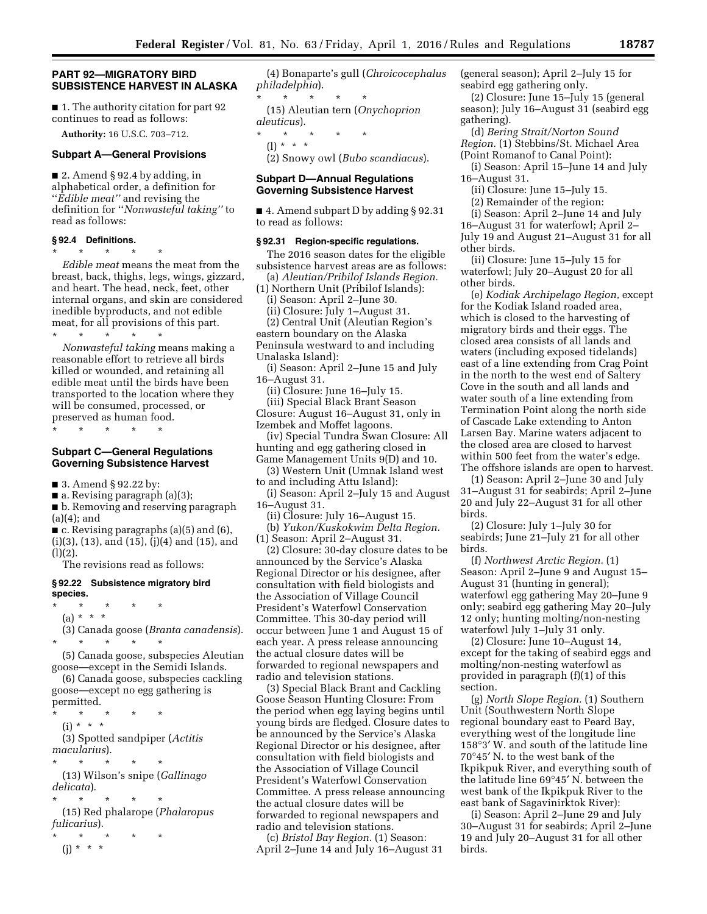## PART 92—MIGRATORY BIRD SUBSISTENCE HARVEST IN ALASKA

■ 1. The authority citation for part 92 continues to read as follows:

**Authority:** 16 U.S.C. 703–712.

### Subpart A—General Provisions

■ 2. Amend § 92.4 by adding, in alphabetical order, a definition for "*Edible meat*" and revising the definition for "*Nonwasteful taking*" to read as follows:

#### § 92.4 Definitions.

\* \* \* \* \*

*Edible meat* means the meat from the breast, back, thighs, legs, wings, gizzard, and heart. The head, neck, feet, other internal organs, and skin are considered inedible byproducts, and not edible meat, for all provisions of this part.

\* \* \* \* \*

*Nonwasteful taking* means making a reasonable effort to retrieve all birds killed or wounded, and retaining all edible meat until the birds have been transported to the location where they will be consumed, processed, or preserved as human food.

\* \* \* \* \*

### Subpart C—General Regulations Governing Subsistence Harvest

■ 3. Amend § 92.22 by:

■ a. Revising paragraph (a)(3);

■ b. Removing and reserving paragraph (a)(4); and

■ c. Revising paragraphs (a)(5) and (6), (i)(3), (13), and (15), (j)(4) and (15), and (l)(2).

The revisions read as follows:

#### § 92.22 Subsistence migratory bird species.

\* \* \* \* \*

(a) \* \* \*

(3) Canada goose (*Branta canadensis*).

\* \* \* \* \*

(5) Canada goose, subspecies Aleutian goose—except in the Semidi Islands.

(6) Canada goose, subspecies cackling goose—except no egg gathering is permitted.

\* \* \* \* \*

(i) \* \* \*

(3) Spotted sandpiper (*Actitis macularius*).

\* \* \* \* \*

(13) Wilson's snipe (*Gallinago delicata*).

\* \* \* \* \*

(15) Red phalarope (*Phalaropus fulicarius*).

\* \* \* \* \*

(j) \* \* \*

(4) Bonaparte's gull (*Chroicocephalus philadelphia*).

\* \* \* \* \*

(15) Aleutian tern (*Onychoprion aleuticus*).

\* \* \* \* \*

(l) \* \* \*

(2) Snowy owl (*Bubo scandiacus*).

### Subpart D—Annual Regulations Governing Subsistence Harvest

■ 4. Amend subpart D by adding § 92.31 to read as follows:

#### § 92.31 Region-specific regulations.

The 2016 season dates for the eligible subsistence harvest areas are as follows:

(a) *Aleutian/Pribilof Islands Region.* (1) Northern Unit (Pribilof Islands):

(i) Season: April 2–June 30.

(ii) Closure: July 1–August 31.

(2) Central Unit (Aleutian Region's eastern boundary on the Alaska Peninsula westward to and including Unalaska Island):

(i) Season: April 2–June 15 and July 16–August 31.

(ii) Closure: June 16–July 15.

(iii) Special Black Brant Season Closure: August 16–August 31, only in Izembek and Moffet lagoons.

(iv) Special Tundra Swan Closure: All hunting and egg gathering closed in Game Management Units 9(D) and 10.

(3) Western Unit (Umnak Island west to and including Attu Island):

(i) Season: April 2–July 15 and August 16–August 31.

(ii) Closure: July 16–August 15.

(b) *Yukon/Kuskokwim Delta Region.* (1) Season: April 2–August 31.

(2) Closure: 30-day closure dates to be announced by the Service's Alaska Regional Director or his designee, after consultation with field biologists and the Association of Village Council President's Waterfowl Conservation Committee. This 30-day period will occur between June 1 and August 15 of each year. A press release announcing the actual closure dates will be forwarded to regional newspapers and radio and television stations.

(3) Special Black Brant and Cackling Goose Season Hunting Closure: From the period when egg laying begins until young birds are fledged. Closure dates to be announced by the Service's Alaska Regional Director or his designee, after consultation with field biologists and the Association of Village Council President's Waterfowl Conservation Committee. A press release announcing the actual closure dates will be forwarded to regional newspapers and radio and television stations.

(c) *Bristol Bay Region.* (1) Season: April 2–June 14 and July 16–August 31 (general season); April 2–July 15 for seabird egg gathering only.

(2) Closure: June 15–July 15 (general season); July 16–August 31 (seabird egg gathering).

(d) *Bering Strait/Norton Sound Region.* (1) Stebbins/St. Michael Area (Point Romanof to Canal Point):

(i) Season: April 15–June 14 and July 16–August 31.

(ii) Closure: June 15–July 15.

(2) Remainder of the region:

(i) Season: April 2–June 14 and July 16–August 31 for waterfowl; April 2–July 19 and August 21–August 31 for all other birds.

(ii) Closure: June 15–July 15 for waterfowl; July 20–August 20 for all other birds.

(e) *Kodiak Archipelago Region,* except for the Kodiak Island roaded area, which is closed to the harvesting of migratory birds and their eggs. The closed area consists of all lands and waters (including exposed tidelands) east of a line extending from Crag Point in the north to the west end of Saltery Cove in the south and all lands and water south of a line extending from Termination Point along the north side of Cascade Lake extending to Anton Larsen Bay. Marine waters adjacent to the closed area are closed to harvest within 500 feet from the water's edge. The offshore islands are open to harvest.

(1) Season: April 2–June 30 and July 31–August 31 for seabirds; April 2–June 20 and July 22–August 31 for all other birds.

(2) Closure: July 1–July 30 for seabirds; June 21–July 21 for all other birds.

(f) *Northwest Arctic Region.* (1) Season: April 2–June 9 and August 15–August 31 (hunting in general); waterfowl egg gathering May 20–June 9 only; seabird egg gathering May 20–July 12 only; hunting molting/non-nesting waterfowl July 1–July 31 only.

(2) Closure: June 10–August 14, except for the taking of seabird eggs and molting/non-nesting waterfowl as provided in paragraph (f)(1) of this section.

(g) *North Slope Region.* (1) Southern Unit (Southwestern North Slope regional boundary east to Peard Bay, everything west of the longitude line 158°3′ W. and south of the latitude line 70°45′ N. to the west bank of the Ikpikpuk River, and everything south of the latitude line 69°45′ N. between the west bank of the Ikpikpuk River to the east bank of Sagavinirktok River):

(i) Season: April 2–June 29 and July 30–August 31 for seabirds; April 2–June 19 and July 20–August 31 for all other birds.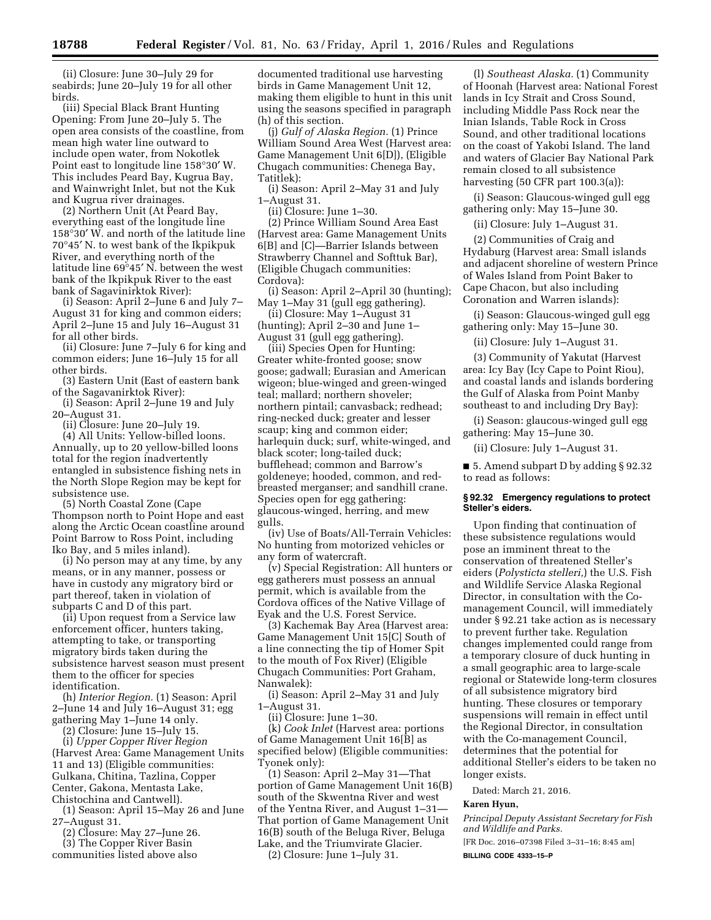(ii) Closure: June 30–July 29 for seabirds; June 20–July 19 for all other birds.

(iii) Special Black Brant Hunting Opening: From June 20–July 5. The open area consists of the coastline, from mean high water line outward to include open water, from Nokotlek Point east to longitude line 158°30′ W. This includes Peard Bay, Kugrua Bay, and Wainwright Inlet, but not the Kuk and Kugrua river drainages.

(2) Northern Unit (At Peard Bay, everything east of the longitude line 158°30′ W. and north of the latitude line 70°45′ N. to west bank of the Ikpikpuk River, and everything north of the latitude line 69°45′ N. between the west bank of the Ikpikpuk River to the east bank of Sagavinirktok River):

(i) Season: April 2–June 6 and July 7–August 31 for king and common eiders; April 2–June 15 and July 16–August 31 for all other birds.

(ii) Closure: June 7–July 6 for king and common eiders; June 16–July 15 for all other birds.

(3) Eastern Unit (East of eastern bank of the Sagavanirktok River):

(i) Season: April 2–June 19 and July 20–August 31.

(ii) Closure: June 20–July 19.

(4) All Units: Yellow-billed loons. Annually, up to 20 yellow-billed loons total for the region inadvertently entangled in subsistence fishing nets in the North Slope Region may be kept for subsistence use.

(5) North Coastal Zone (Cape Thompson north to Point Hope and east along the Arctic Ocean coastline around Point Barrow to Ross Point, including Iko Bay, and 5 miles inland).

(i) No person may at any time, by any means, or in any manner, possess or have in custody any migratory bird or part thereof, taken in violation of subparts C and D of this part.

(ii) Upon request from a Service law enforcement officer, hunters taking, attempting to take, or transporting migratory birds taken during the subsistence harvest season must present them to the officer for species identification.

(h) *Interior Region.* (1) Season: April 2–June 14 and July 16–August 31; egg gathering May 1–June 14 only.

(2) Closure: June 15–July 15.

(i) *Upper Copper River Region* (Harvest Area: Game Management Units 11 and 13) (Eligible communities: Gulkana, Chitina, Tazlina, Copper Center, Gakona, Mentasta Lake, Chistochina and Cantwell).

(1) Season: April 15–May 26 and June 27–August 31.

(2) Closure: May 27–June 26.

(3) The Copper River Basin communities listed above also documented traditional use harvesting birds in Game Management Unit 12, making them eligible to hunt in this unit using the seasons specified in paragraph (h) of this section.

(j) *Gulf of Alaska Region.* (1) Prince William Sound Area West (Harvest area: Game Management Unit 6[D]), (Eligible Chugach communities: Chenega Bay, Tatitlek):

(i) Season: April 2–May 31 and July 1–August 31.

(ii) Closure: June 1–30.

(2) Prince William Sound Area East (Harvest area: Game Management Units 6[B] and [C]—Barrier Islands between Strawberry Channel and Softtuk Bar), (Eligible Chugach communities: Cordova):

(i) Season: April 2–April 30 (hunting); May 1–May 31 (gull egg gathering).

(ii) Closure: May 1–August 31 (hunting); April 2–30 and June 1–August 31 (gull egg gathering).

(iii) Species Open for Hunting: Greater white-fronted goose; snow goose; gadwall; Eurasian and American wigeon; blue-winged and green-winged teal; mallard; northern shoveler; northern pintail; canvasback; redhead; ring-necked duck; greater and lesser scaup; king and common eider; harlequin duck; surf, white-winged, and black scoter; long-tailed duck; bufflehead; common and Barrow's goldeneye; hooded, common, and red-breasted merganser; and sandhill crane. Species open for egg gathering: glaucous-winged, herring, and mew gulls.

(iv) Use of Boats/All-Terrain Vehicles: No hunting from motorized vehicles or any form of watercraft.

(v) Special Registration: All hunters or egg gatherers must possess an annual permit, which is available from the Cordova offices of the Native Village of Eyak and the U.S. Forest Service.

(3) Kachemak Bay Area (Harvest area: Game Management Unit 15[C] South of a line connecting the tip of Homer Spit to the mouth of Fox River) (Eligible Chugach Communities: Port Graham, Nanwalek):

(i) Season: April 2–May 31 and July 1–August 31.

(ii) Closure: June 1–30.

(k) *Cook Inlet* (Harvest area: portions of Game Management Unit 16[B] as specified below) (Eligible communities: Tyonek only):

(1) Season: April 2–May 31—That portion of Game Management Unit 16(B) south of the Skwentna River and west of the Yentna River, and August 1–31—That portion of Game Management Unit 16(B) south of the Beluga River, Beluga Lake, and the Triumvirate Glacier.

(2) Closure: June 1–July 31.

(l) *Southeast Alaska.* (1) Community of Hoonah (Harvest area: National Forest lands in Icy Strait and Cross Sound, including Middle Pass Rock near the Inian Islands, Table Rock in Cross Sound, and other traditional locations on the coast of Yakobi Island. The land and waters of Glacier Bay National Park remain closed to all subsistence harvesting (50 CFR part 100.3(a)):

(i) Season: Glaucous-winged gull egg gathering only: May 15–June 30.

(ii) Closure: July 1–August 31.

(2) Communities of Craig and Hydaburg (Harvest area: Small islands and adjacent shoreline of western Prince of Wales Island from Point Baker to Cape Chacon, but also including Coronation and Warren islands):

(i) Season: Glaucous-winged gull egg gathering only: May 15–June 30.

(ii) Closure: July 1–August 31.

(3) Community of Yakutat (Harvest area: Icy Bay (Icy Cape to Point Riou), and coastal lands and islands bordering the Gulf of Alaska from Point Manby southeast to and including Dry Bay):

(i) Season: glaucous-winged gull egg gathering: May 15–June 30.

(ii) Closure: July 1–August 31.

■ 5. Amend subpart D by adding § 92.32 to read as follows:

### § 92.32 Emergency regulations to protect Steller's eiders.

Upon finding that continuation of these subsistence regulations would pose an imminent threat to the conservation of threatened Steller's eiders (*Polysticta stelleri,*) the U.S. Fish and Wildlife Service Alaska Regional Director, in consultation with the Co-management Council, will immediately under § 92.21 take action as is necessary to prevent further take. Regulation changes implemented could range from a temporary closure of duck hunting in a small geographic area to large-scale regional or Statewide long-term closures of all subsistence migratory bird hunting. These closures or temporary suspensions will remain in effect until the Regional Director, in consultation with the Co-management Council, determines that the potential for additional Steller's eiders to be taken no longer exists.

Dated: March 21, 2016.

**Karen Hyun,**

*Principal Deputy Assistant Secretary for Fish and Wildlife and Parks.*

[FR Doc. 2016–07398 Filed 3–31–16; 8:45 am]

**BILLING CODE 4333–15–P**